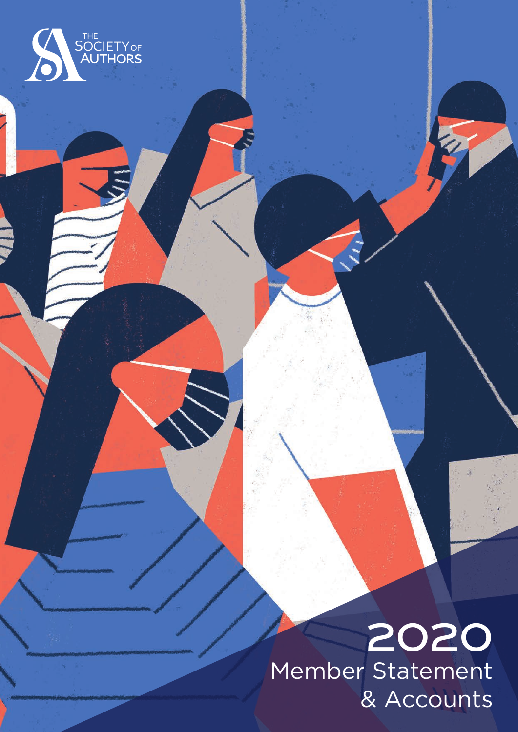THE SOCIETY OF AUTHORS

# 2020
## Member Statement & Accounts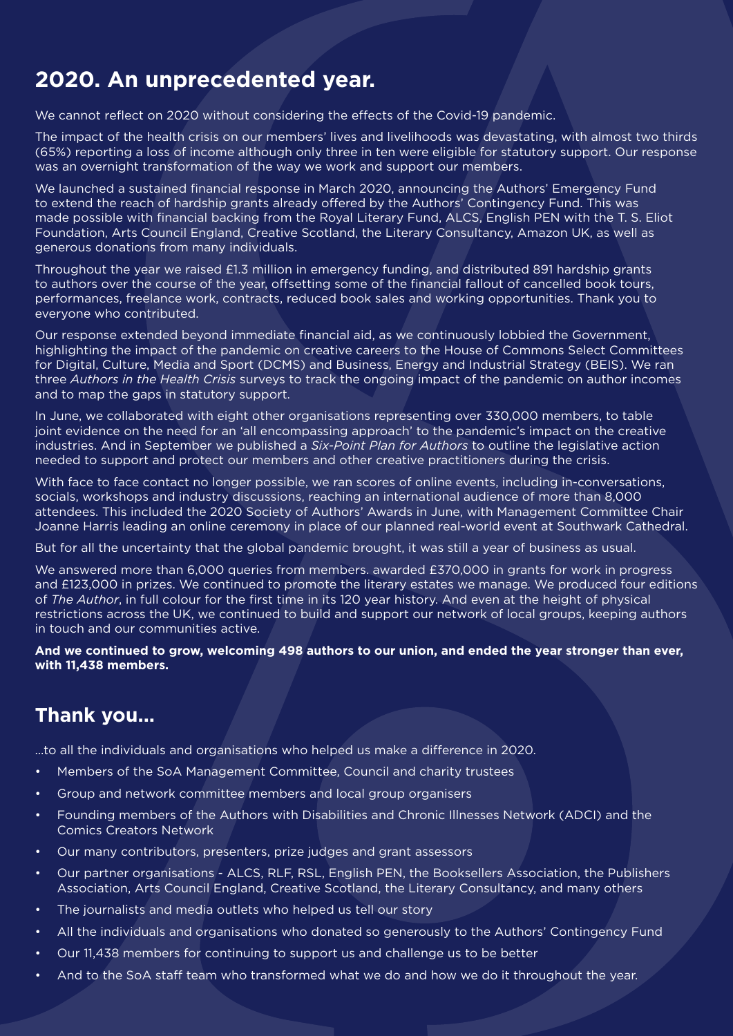## 2020. An unprecedented year.

We cannot reflect on 2020 without considering the effects of the Covid-19 pandemic.

The impact of the health crisis on our members' lives and livelihoods was devastating, with almost two thirds (65%) reporting a loss of income although only three in ten were eligible for statutory support. Our response was an overnight transformation of the way we work and support our members.

We launched a sustained financial response in March 2020, announcing the Authors' Emergency Fund to extend the reach of hardship grants already offered by the Authors' Contingency Fund. This was made possible with financial backing from the Royal Literary Fund, ALCS, English PEN with the T. S. Eliot Foundation, Arts Council England, Creative Scotland, the Literary Consultancy, Amazon UK, as well as generous donations from many individuals.

Throughout the year we raised £1.3 million in emergency funding, and distributed 891 hardship grants to authors over the course of the year, offsetting some of the financial fallout of cancelled book tours, performances, freelance work, contracts, reduced book sales and working opportunities. Thank you to everyone who contributed.

Our response extended beyond immediate financial aid, as we continuously lobbied the Government, highlighting the impact of the pandemic on creative careers to the House of Commons Select Committees for Digital, Culture, Media and Sport (DCMS) and Business, Energy and Industrial Strategy (BEIS). We ran three *Authors in the Health Crisis* surveys to track the ongoing impact of the pandemic on author incomes and to map the gaps in statutory support.

In June, we collaborated with eight other organisations representing over 330,000 members, to table joint evidence on the need for an 'all encompassing approach' to the pandemic's impact on the creative industries. And in September we published a *Six-Point Plan for Authors* to outline the legislative action needed to support and protect our members and other creative practitioners during the crisis.

With face to face contact no longer possible, we ran scores of online events, including in-conversations, socials, workshops and industry discussions, reaching an international audience of more than 8,000 attendees. This included the 2020 Society of Authors' Awards in June, with Management Committee Chair Joanne Harris leading an online ceremony in place of our planned real-world event at Southwark Cathedral.

But for all the uncertainty that the global pandemic brought, it was still a year of business as usual.

We answered more than 6,000 queries from members. awarded £370,000 in grants for work in progress and £123,000 in prizes. We continued to promote the literary estates we manage. We produced four editions of *The Author*, in full colour for the first time in its 120 year history. And even at the height of physical restrictions across the UK, we continued to build and support our network of local groups, keeping authors in touch and our communities active.

**And we continued to grow, welcoming 498 authors to our union, and ended the year stronger than ever, with 11,438 members.**

## Thank you...

...to all the individuals and organisations who helped us make a difference in 2020.

- Members of the SoA Management Committee, Council and charity trustees
- Group and network committee members and local group organisers
- Founding members of the Authors with Disabilities and Chronic Illnesses Network (ADCI) and the Comics Creators Network
- Our many contributors, presenters, prize judges and grant assessors
- Our partner organisations - ALCS, RLF, RSL, English PEN, the Booksellers Association, the Publishers Association, Arts Council England, Creative Scotland, the Literary Consultancy, and many others
- The journalists and media outlets who helped us tell our story
- All the individuals and organisations who donated so generously to the Authors' Contingency Fund
- Our 11,438 members for continuing to support us and challenge us to be better
- And to the SoA staff team who transformed what we do and how we do it throughout the year.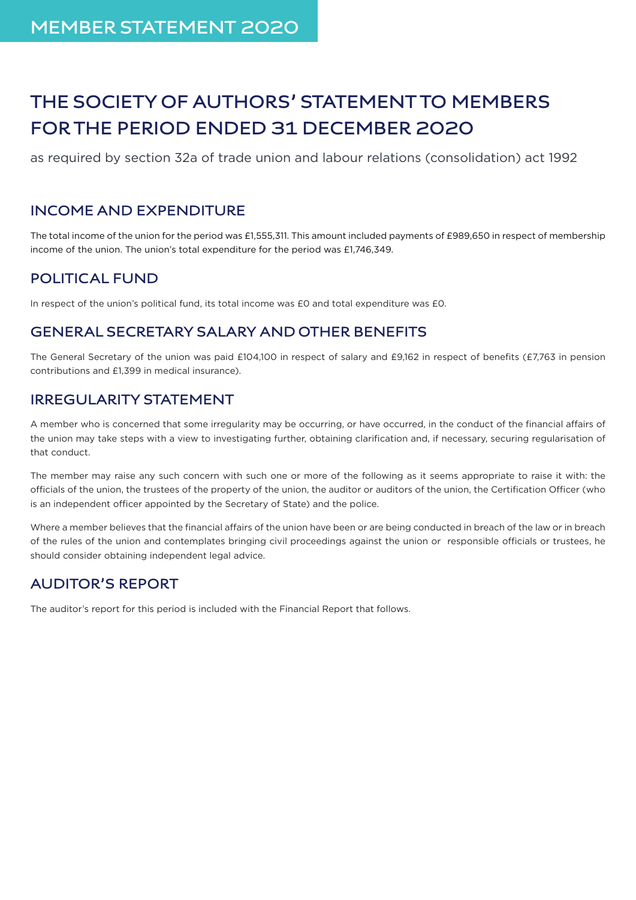# MEMBER STATEMENT 2020

# THE SOCIETY OF AUTHORS' STATEMENT TO MEMBERS FOR THE PERIOD ENDED 31 DECEMBER 2020

as required by section 32a of trade union and labour relations (consolidation) act 1992

## INCOME AND EXPENDITURE

The total income of the union for the period was £1,555,311. This amount included payments of £989,650 in respect of membership income of the union. The union's total expenditure for the period was £1,746,349.

## POLITICAL FUND

In respect of the union's political fund, its total income was £0 and total expenditure was £0.

## GENERAL SECRETARY SALARY AND OTHER BENEFITS

The General Secretary of the union was paid £104,100 in respect of salary and £9,162 in respect of benefits (£7,763 in pension contributions and £1,399 in medical insurance).

## IRREGULARITY STATEMENT

A member who is concerned that some irregularity may be occurring, or have occurred, in the conduct of the financial affairs of the union may take steps with a view to investigating further, obtaining clarification and, if necessary, securing regularisation of that conduct.

The member may raise any such concern with such one or more of the following as it seems appropriate to raise it with: the officials of the union, the trustees of the property of the union, the auditor or auditors of the union, the Certification Officer (who is an independent officer appointed by the Secretary of State) and the police.

Where a member believes that the financial affairs of the union have been or are being conducted in breach of the law or in breach of the rules of the union and contemplates bringing civil proceedings against the union or responsible officials or trustees, he should consider obtaining independent legal advice.

## AUDITOR'S REPORT

The auditor's report for this period is included with the Financial Report that follows.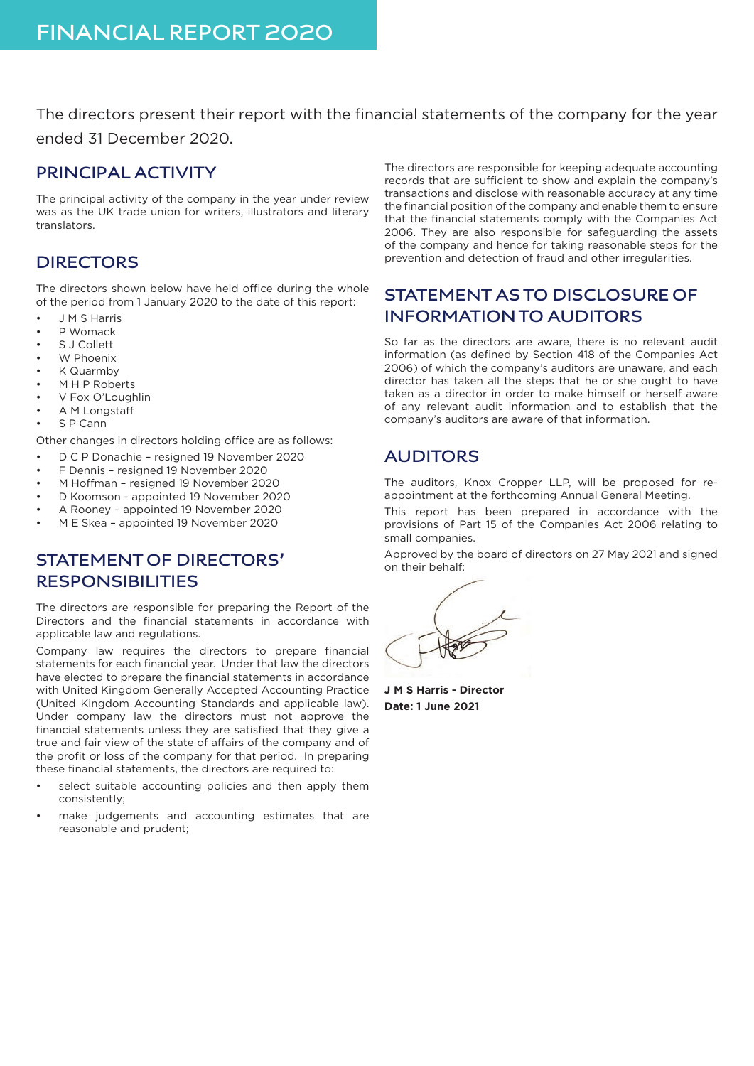# FINANCIAL REPORT 2020

The directors present their report with the financial statements of the company for the year ended 31 December 2020.

## PRINCIPAL ACTIVITY

The principal activity of the company in the year under review was as the UK trade union for writers, illustrators and literary translators.

## DIRECTORS

The directors shown below have held office during the whole of the period from 1 January 2020 to the date of this report:

- J M S Harris
- P Womack
- S J Collett
- W Phoenix
- K Quarmby
- M H P Roberts
- V Fox O'Loughlin
- A M Longstaff
- S P Cann

Other changes in directors holding office are as follows:

- D C P Donachie – resigned 19 November 2020
- F Dennis – resigned 19 November 2020
- M Hoffman – resigned 19 November 2020
- D Koomson - appointed 19 November 2020
- A Rooney – appointed 19 November 2020
- M E Skea – appointed 19 November 2020

## STATEMENT OF DIRECTORS' RESPONSIBILITIES

The directors are responsible for preparing the Report of the Directors and the financial statements in accordance with applicable law and regulations.

Company law requires the directors to prepare financial statements for each financial year. Under that law the directors have elected to prepare the financial statements in accordance with United Kingdom Generally Accepted Accounting Practice (United Kingdom Accounting Standards and applicable law). Under company law the directors must not approve the financial statements unless they are satisfied that they give a true and fair view of the state of affairs of the company and of the profit or loss of the company for that period. In preparing these financial statements, the directors are required to:

- select suitable accounting policies and then apply them consistently;
- make judgements and accounting estimates that are reasonable and prudent;

The directors are responsible for keeping adequate accounting records that are sufficient to show and explain the company's transactions and disclose with reasonable accuracy at any time the financial position of the company and enable them to ensure that the financial statements comply with the Companies Act 2006. They are also responsible for safeguarding the assets of the company and hence for taking reasonable steps for the prevention and detection of fraud and other irregularities.

## STATEMENT AS TO DISCLOSURE OF INFORMATION TO AUDITORS

So far as the directors are aware, there is no relevant audit information (as defined by Section 418 of the Companies Act 2006) of which the company's auditors are unaware, and each director has taken all the steps that he or she ought to have taken as a director in order to make himself or herself aware of any relevant audit information and to establish that the company's auditors are aware of that information.

## AUDITORS

The auditors, Knox Cropper LLP, will be proposed for re-appointment at the forthcoming Annual General Meeting.

This report has been prepared in accordance with the provisions of Part 15 of the Companies Act 2006 relating to small companies.

Approved by the board of directors on 27 May 2021 and signed on their behalf:

**J M S Harris - Director**
**Date: 1 June 2021**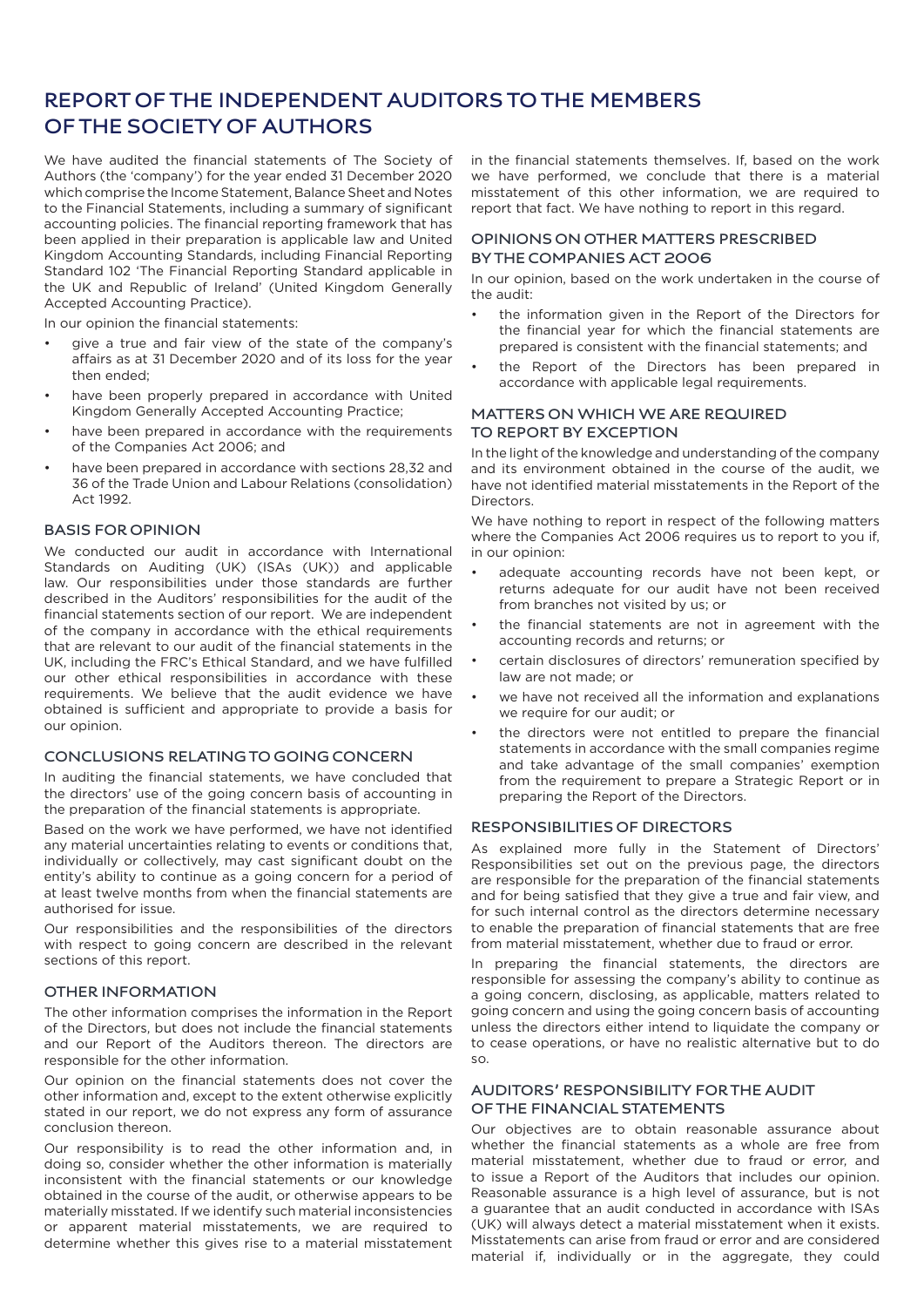# REPORT OF THE INDEPENDENT AUDITORS TO THE MEMBERS OF THE SOCIETY OF AUTHORS

We have audited the financial statements of The Society of Authors (the 'company') for the year ended 31 December 2020 which comprise the Income Statement, Balance Sheet and Notes to the Financial Statements, including a summary of significant accounting policies. The financial reporting framework that has been applied in their preparation is applicable law and United Kingdom Accounting Standards, including Financial Reporting Standard 102 'The Financial Reporting Standard applicable in the UK and Republic of Ireland' (United Kingdom Generally Accepted Accounting Practice).

In our opinion the financial statements:

- give a true and fair view of the state of the company's affairs as at 31 December 2020 and of its loss for the year then ended;
- have been properly prepared in accordance with United Kingdom Generally Accepted Accounting Practice;
- have been prepared in accordance with the requirements of the Companies Act 2006; and
- have been prepared in accordance with sections 28,32 and 36 of the Trade Union and Labour Relations (consolidation) Act 1992.

## BASIS FOR OPINION

We conducted our audit in accordance with International Standards on Auditing (UK) (ISAs (UK)) and applicable law. Our responsibilities under those standards are further described in the Auditors' responsibilities for the audit of the financial statements section of our report. We are independent of the company in accordance with the ethical requirements that are relevant to our audit of the financial statements in the UK, including the FRC's Ethical Standard, and we have fulfilled our other ethical responsibilities in accordance with these requirements. We believe that the audit evidence we have obtained is sufficient and appropriate to provide a basis for our opinion.

## CONCLUSIONS RELATING TO GOING CONCERN

In auditing the financial statements, we have concluded that the directors' use of the going concern basis of accounting in the preparation of the financial statements is appropriate.

Based on the work we have performed, we have not identified any material uncertainties relating to events or conditions that, individually or collectively, may cast significant doubt on the entity's ability to continue as a going concern for a period of at least twelve months from when the financial statements are authorised for issue.

Our responsibilities and the responsibilities of the directors with respect to going concern are described in the relevant sections of this report.

## OTHER INFORMATION

The other information comprises the information in the Report of the Directors, but does not include the financial statements and our Report of the Auditors thereon. The directors are responsible for the other information.

Our opinion on the financial statements does not cover the other information and, except to the extent otherwise explicitly stated in our report, we do not express any form of assurance conclusion thereon.

Our responsibility is to read the other information and, in doing so, consider whether the other information is materially inconsistent with the financial statements or our knowledge obtained in the course of the audit, or otherwise appears to be materially misstated. If we identify such material inconsistencies or apparent material misstatements, we are required to determine whether this gives rise to a material misstatement in the financial statements themselves. If, based on the work we have performed, we conclude that there is a material misstatement of this other information, we are required to report that fact. We have nothing to report in this regard.

## OPINIONS ON OTHER MATTERS PRESCRIBED BY THE COMPANIES ACT 2006

In our opinion, based on the work undertaken in the course of the audit:

- the information given in the Report of the Directors for the financial year for which the financial statements are prepared is consistent with the financial statements; and
- the Report of the Directors has been prepared in accordance with applicable legal requirements.

## MATTERS ON WHICH WE ARE REQUIRED TO REPORT BY EXCEPTION

In the light of the knowledge and understanding of the company and its environment obtained in the course of the audit, we have not identified material misstatements in the Report of the Directors.

We have nothing to report in respect of the following matters where the Companies Act 2006 requires us to report to you if, in our opinion:

- adequate accounting records have not been kept, or returns adequate for our audit have not been received from branches not visited by us; or
- the financial statements are not in agreement with the accounting records and returns; or
- certain disclosures of directors' remuneration specified by law are not made; or
- we have not received all the information and explanations we require for our audit; or
- the directors were not entitled to prepare the financial statements in accordance with the small companies regime and take advantage of the small companies' exemption from the requirement to prepare a Strategic Report or in preparing the Report of the Directors.

## RESPONSIBILITIES OF DIRECTORS

As explained more fully in the Statement of Directors' Responsibilities set out on the previous page, the directors are responsible for the preparation of the financial statements and for being satisfied that they give a true and fair view, and for such internal control as the directors determine necessary to enable the preparation of financial statements that are free from material misstatement, whether due to fraud or error.

In preparing the financial statements, the directors are responsible for assessing the company's ability to continue as a going concern, disclosing, as applicable, matters related to going concern and using the going concern basis of accounting unless the directors either intend to liquidate the company or to cease operations, or have no realistic alternative but to do so.

## AUDITORS' RESPONSIBILITY FOR THE AUDIT OF THE FINANCIAL STATEMENTS

Our objectives are to obtain reasonable assurance about whether the financial statements as a whole are free from material misstatement, whether due to fraud or error, and to issue a Report of the Auditors that includes our opinion. Reasonable assurance is a high level of assurance, but is not a guarantee that an audit conducted in accordance with ISAs (UK) will always detect a material misstatement when it exists. Misstatements can arise from fraud or error and are considered material if, individually or in the aggregate, they could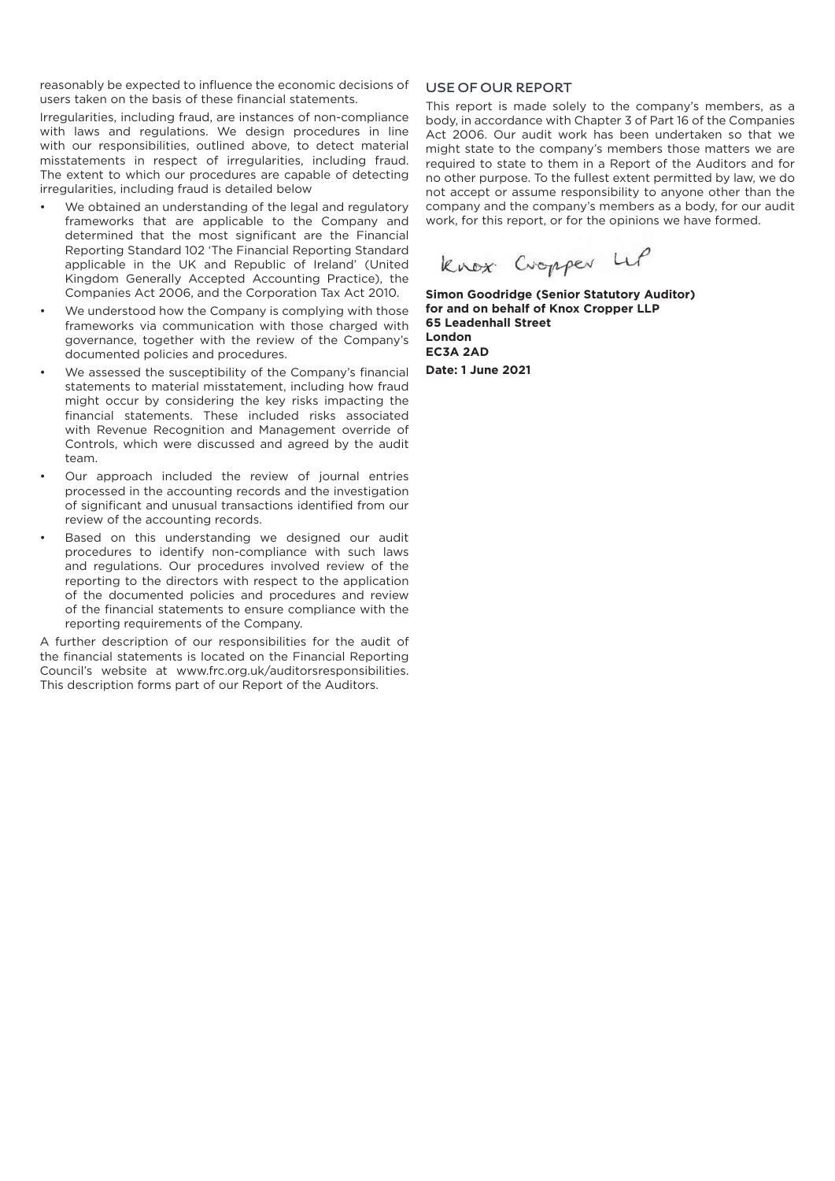reasonably be expected to influence the economic decisions of users taken on the basis of these financial statements.

Irregularities, including fraud, are instances of non-compliance with laws and regulations. We design procedures in line with our responsibilities, outlined above, to detect material misstatements in respect of irregularities, including fraud. The extent to which our procedures are capable of detecting irregularities, including fraud is detailed below

- We obtained an understanding of the legal and regulatory frameworks that are applicable to the Company and determined that the most significant are the Financial Reporting Standard 102 'The Financial Reporting Standard applicable in the UK and Republic of Ireland' (United Kingdom Generally Accepted Accounting Practice), the Companies Act 2006, and the Corporation Tax Act 2010.
- We understood how the Company is complying with those frameworks via communication with those charged with governance, together with the review of the Company's documented policies and procedures.
- We assessed the susceptibility of the Company's financial statements to material misstatement, including how fraud might occur by considering the key risks impacting the financial statements. These included risks associated with Revenue Recognition and Management override of Controls, which were discussed and agreed by the audit team.
- Our approach included the review of journal entries processed in the accounting records and the investigation of significant and unusual transactions identified from our review of the accounting records.
- Based on this understanding we designed our audit procedures to identify non-compliance with such laws and regulations. Our procedures involved review of the reporting to the directors with respect to the application of the documented policies and procedures and review of the financial statements to ensure compliance with the reporting requirements of the Company.

A further description of our responsibilities for the audit of the financial statements is located on the Financial Reporting Council's website at www.frc.org.uk/auditorsresponsibilities. This description forms part of our Report of the Auditors.

## USE OF OUR REPORT

This report is made solely to the company's members, as a body, in accordance with Chapter 3 of Part 16 of the Companies Act 2006. Our audit work has been undertaken so that we might state to the company's members those matters we are required to state to them in a Report of the Auditors and for no other purpose. To the fullest extent permitted by law, we do not accept or assume responsibility to anyone other than the company and the company's members as a body, for our audit work, for this report, or for the opinions we have formed.

Knox Cropper LLP

**Simon Goodridge (Senior Statutory Auditor)**
**for and on behalf of Knox Cropper LLP**
**65 Leadenhall Street**
**London**
**EC3A 2AD**

**Date: 1 June 2021**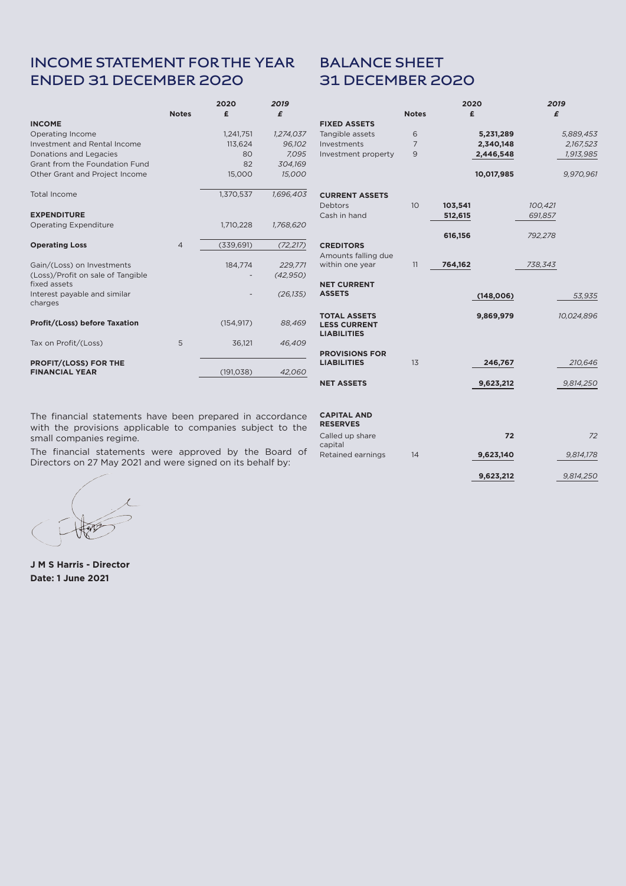# INCOME STATEMENT FOR THE YEAR ENDED 31 DECEMBER 2020

| | Notes | 2020 £ | *2019 £* |
|---|---|---|---|
| **INCOME** | | | |
| Operating Income | | 1,241,751 | *1,274,037* |
| Investment and Rental Income | | 113,624 | *96,102* |
| Donations and Legacies | | 80 | *7,095* |
| Grant from the Foundation Fund | | 82 | *304,169* |
| Other Grant and Project Income | | 15,000 | *15,000* |
| Total Income | | 1,370,537 | *1,696,403* |
| **EXPENDITURE** | | | |
| Operating Expenditure | | 1,710,228 | *1,768,620* |
| **Operating Loss** | 4 | (339,691) | *(72,217)* |
| Gain/(Loss) on Investments | | 184,774 | *229,771* |
| (Loss)/Profit on sale of Tangible fixed assets | | - | *(42,950)* |
| Interest payable and similar charges | | - | *(26,135)* |
| **Profit/(Loss) before Taxation** | | (154,917) | *88,469* |
| Tax on Profit/(Loss) | 5 | 36,121 | *46,409* |
| **PROFIT/(LOSS) FOR THE FINANCIAL YEAR** | | (191,038) | *42,060* |

The financial statements have been prepared in accordance with the provisions applicable to companies subject to the small companies regime.

The financial statements were approved by the Board of Directors on 27 May 2021 and were signed on its behalf by:

**J M S Harris - Director**
**Date: 1 June 2021**

# BALANCE SHEET 31 DECEMBER 2020

| | Notes | 2020 £ | 2020 £ | *2019 £* | *2019 £* |
|---|---|---|---|---|---|
| **FIXED ASSETS** | | | | | |
| Tangible assets | 6 | | **5,231,289** | | *5,889,453* |
| Investments | 7 | | **2,340,148** | | *2,167,523* |
| Investment property | 9 | | **2,446,548** | | *1,913,985* |
| | | | **10,017,985** | | *9,970,961* |
| **CURRENT ASSETS** | | | | | |
| Debtors | 10 | **103,541** | | *100,421* | |
| Cash in hand | | **512,615** | | *691,857* | |
| | | **616,156** | | *792,278* | |
| **CREDITORS** | | | | | |
| Amounts falling due within one year | 11 | **764,162** | | *738,343* | |
| **NET CURRENT ASSETS** | | | **(148,006)** | | *53,935* |
| **TOTAL ASSETS LESS CURRENT LIABILITIES** | | | **9,869,979** | | *10,024,896* |
| **PROVISIONS FOR LIABILITIES** | 13 | | **246,767** | | *210,646* |
| **NET ASSETS** | | | **9,623,212** | | *9,814,250* |
| **CAPITAL AND RESERVES** | | | | | |
| Called up share capital | | | **72** | | *72* |
| Retained earnings | 14 | | **9,623,140** | | *9,814,178* |
| | | | **9,623,212** | | *9,814,250* |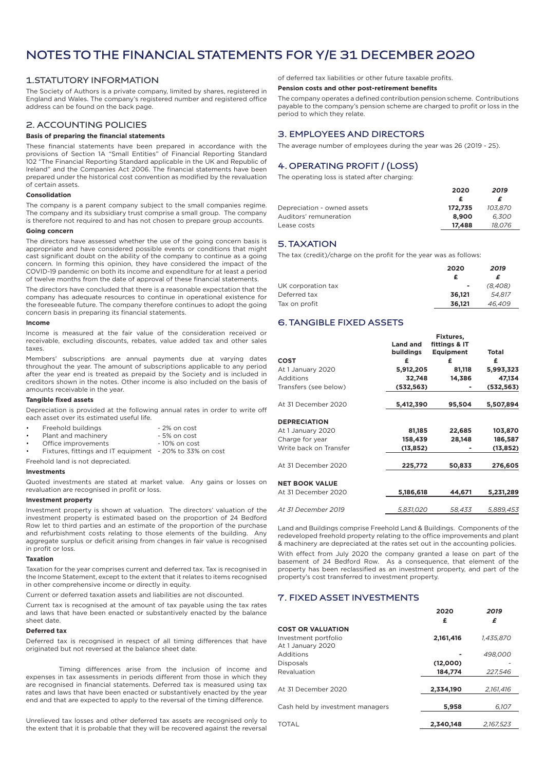# NOTES TO THE FINANCIAL STATEMENTS FOR Y/E 31 DECEMBER 2020

## 1.STATUTORY INFORMATION

The Society of Authors is a private company, limited by shares, registered in England and Wales. The company's registered number and registered office address can be found on the back page.

## 2. ACCOUNTING POLICIES

**Basis of preparing the financial statements**

These financial statements have been prepared in accordance with the provisions of Section 1A "Small Entities" of Financial Reporting Standard 102 "The Financial Reporting Standard applicable in the UK and Republic of Ireland" and the Companies Act 2006. The financial statements have been prepared under the historical cost convention as modified by the revaluation of certain assets.

**Consolidation**

The company is a parent company subject to the small companies regime. The company and its subsidiary trust comprise a small group. The company is therefore not required to and has not chosen to prepare group accounts.

**Going concern**

The directors have assessed whether the use of the going concern basis is appropriate and have considered possible events or conditions that might cast significant doubt on the ability of the company to continue as a going concern. In forming this opinion, they have considered the impact of the COVID-19 pandemic on both its income and expenditure for at least a period of twelve months from the date of approval of these financial statements.

The directors have concluded that there is a reasonable expectation that the company has adequate resources to continue in operational existence for the foreseeable future. The company therefore continues to adopt the going concern basis in preparing its financial statements.

**Income**

Income is measured at the fair value of the consideration received or receivable, excluding discounts, rebates, value added tax and other sales taxes.

Members' subscriptions are annual payments due at varying dates throughout the year. The amount of subscriptions applicable to any period after the year end is treated as prepaid by the Society and is included in creditors shown in the notes. Other income is also included on the basis of amounts receivable in the year.

**Tangible fixed assets**

Depreciation is provided at the following annual rates in order to write off each asset over its estimated useful life.

- Freehold buildings - 2% on cost
- Plant and machinery - 5% on cost
- Office improvements - 10% on cost
- Fixtures, fittings and IT equipment - 20% to 33% on cost

Freehold land is not depreciated.

**Investments**

Quoted investments are stated at market value. Any gains or losses on revaluation are recognised in profit or loss.

**Investment property**

Investment property is shown at valuation. The directors' valuation of the investment property is estimated based on the proportion of 24 Bedford Row let to third parties and an estimate of the proportion of the purchase and refurbishment costs relating to those elements of the building. Any aggregate surplus or deficit arising from changes in fair value is recognised in profit or loss.

**Taxation**

Taxation for the year comprises current and deferred tax. Tax is recognised in the Income Statement, except to the extent that it relates to items recognised in other comprehensive income or directly in equity.

Current or deferred taxation assets and liabilities are not discounted.

Current tax is recognised at the amount of tax payable using the tax rates and laws that have been enacted or substantively enacted by the balance sheet date.

**Deferred tax**

Deferred tax is recognised in respect of all timing differences that have originated but not reversed at the balance sheet date.

Timing differences arise from the inclusion of income and expenses in tax assessments in periods different from those in which they are recognised in financial statements. Deferred tax is measured using tax rates and laws that have been enacted or substantively enacted by the year end and that are expected to apply to the reversal of the timing difference.

Unrelieved tax losses and other deferred tax assets are recognised only to the extent that it is probable that they will be recovered against the reversal of deferred tax liabilities or other future taxable profits.

**Pension costs and other post-retirement benefits**

The company operates a defined contribution pension scheme. Contributions payable to the company's pension scheme are charged to profit or loss in the period to which they relate.

## 3. EMPLOYEES AND DIRECTORS

The average number of employees during the year was 26 (2019 - 25).

## 4. OPERATING PROFIT / (LOSS)

The operating loss is stated after charging:

| | 2020 | *2019* |
|---|---|---|
| | £ | *£* |
| Depreciation - owned assets | 172,735 | *103,870* |
| Auditors' remuneration | 8,900 | *6,300* |
| Lease costs | 17,488 | *18,076* |

## 5. TAXATION

The tax (credit)/charge on the profit for the year was as follows:

| | 2020 | *2019* |
|---|---|---|
| | £ | *£* |
| UK corporation tax | - | *(8,408)* |
| Deferred tax | 36,121 | *54,817* |
| Tax on profit | 36,121 | *46,409* |

## 6. TANGIBLE FIXED ASSETS

| | Land and buildings | Fixtures, fittings & IT Equipment | Total |
|---|---|---|---|
| **COST** | £ | £ | £ |
| At 1 January 2020 | 5,912,205 | 81,118 | 5,993,323 |
| Additions | 32,748 | 14,386 | 47,134 |
| Transfers (see below) | (532,563) | - | (532,563) |
| At 31 December 2020 | 5,412,390 | 95,504 | 5,507,894 |
| **DEPRECIATION** | | | |
| At 1 January 2020 | 81,185 | 22,685 | 103,870 |
| Charge for year | 158,439 | 28,148 | 186,587 |
| Write back on Transfer | (13,852) | - | (13,852) |
| At 31 December 2020 | 225,772 | 50,833 | 276,605 |
| **NET BOOK VALUE** | | | |
| At 31 December 2020 | 5,186,618 | 44,671 | 5,231,289 |
| *At 31 December 2019* | *5,831,020* | *58,433* | *5,889,453* |

Land and Buildings comprise Freehold Land & Buildings. Components of the redeveloped freehold property relating to the office improvements and plant & machinery are depreciated at the rates set out in the accounting policies.

With effect from July 2020 the company granted a lease on part of the basement of 24 Bedford Row. As a consequence, that element of the property has been reclassified as an investment property, and part of the property's cost transferred to investment property.

## 7. FIXED ASSET INVESTMENTS

| | 2020 | *2019* |
|---|---|---|
| | £ | *£* |
| **COST OR VALUATION** | | |
| Investment portfolio At 1 January 2020 | 2,161,416 | *1,435,870* |
| Additions | - | *498,000* |
| Disposals | (12,000) | *-* |
| Revaluation | 184,774 | *227,546* |
| At 31 December 2020 | 2,334,190 | *2,161,416* |
| Cash held by investment managers | 5,958 | *6,107* |
| TOTAL | 2,340,148 | *2,167,523* |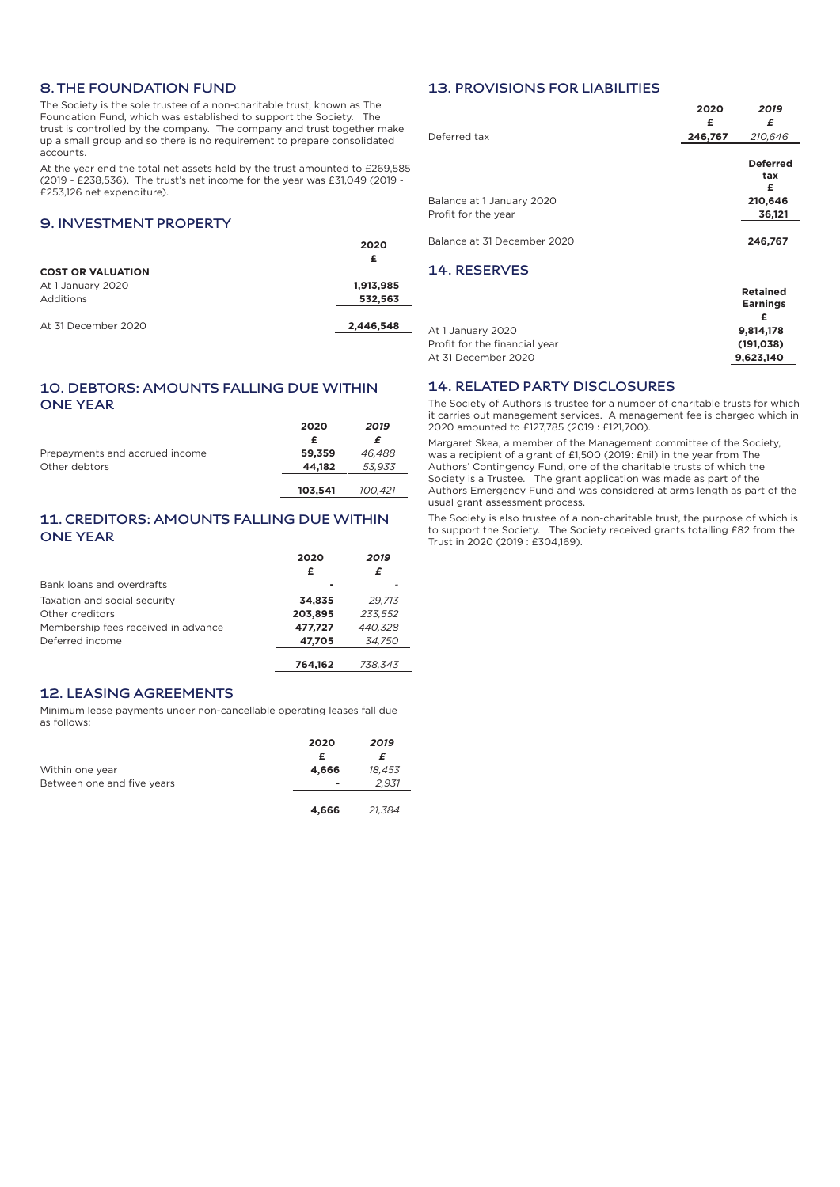## 8. THE FOUNDATION FUND

The Society is the sole trustee of a non-charitable trust, known as The Foundation Fund, which was established to support the Society. The trust is controlled by the company. The company and trust together make up a small group and so there is no requirement to prepare consolidated accounts.

At the year end the total net assets held by the trust amounted to £269,585 (2019 - £238,536). The trust's net income for the year was £31,049 (2019 - £253,126 net expenditure).

## 9. INVESTMENT PROPERTY

| | 2020 £ |
|---|---|
| **COST OR VALUATION** | |
| At 1 January 2020 | 1,913,985 |
| Additions | 532,563 |
| At 31 December 2020 | 2,446,548 |

## 10. DEBTORS: AMOUNTS FALLING DUE WITHIN ONE YEAR

| | 2020 £ | *2019 £* |
|---|---|---|
| Prepayments and accrued income | 59,359 | *46,488* |
| Other debtors | 44,182 | *53,933* |
| | 103,541 | *100,421* |

## 11. CREDITORS: AMOUNTS FALLING DUE WITHIN ONE YEAR

| | 2020 £ | *2019 £* |
|---|---|---|
| Bank loans and overdrafts | - | - |
| Taxation and social security | 34,835 | *29,713* |
| Other creditors | 203,895 | *233,552* |
| Membership fees received in advance | 477,727 | *440,328* |
| Deferred income | 47,705 | *34,750* |
| | 764,162 | *738,343* |

## 12. LEASING AGREEMENTS

Minimum lease payments under non-cancellable operating leases fall due as follows:

| | 2020 £ | *2019 £* |
|---|---|---|
| Within one year | 4,666 | *18,453* |
| Between one and five years | - | *2,931* |
| | 4,666 | *21,384* |

## 13. PROVISIONS FOR LIABILITIES

| | 2020 £ | *2019 £* |
|---|---|---|
| Deferred tax | 246,767 | *210,646* |

| | Deferred tax £ |
|---|---|
| Balance at 1 January 2020 | 210,646 |
| Profit for the year | 36,121 |
| Balance at 31 December 2020 | 246,767 |

## 14. RESERVES

| | Retained Earnings £ |
|---|---|
| At 1 January 2020 | 9,814,178 |
| Profit for the financial year | (191,038) |
| At 31 December 2020 | 9,623,140 |

## 14. RELATED PARTY DISCLOSURES

The Society of Authors is trustee for a number of charitable trusts for which it carries out management services. A management fee is charged which in 2020 amounted to £127,785 (2019 : £121,700).

Margaret Skea, a member of the Management committee of the Society, was a recipient of a grant of £1,500 (2019: £nil) in the year from The Authors' Contingency Fund, one of the charitable trusts of which the Society is a Trustee. The grant application was made as part of the Authors Emergency Fund and was considered at arms length as part of the usual grant assessment process.

The Society is also trustee of a non-charitable trust, the purpose of which is to support the Society. The Society received grants totalling £82 from the Trust in 2020 (2019 : £304,169).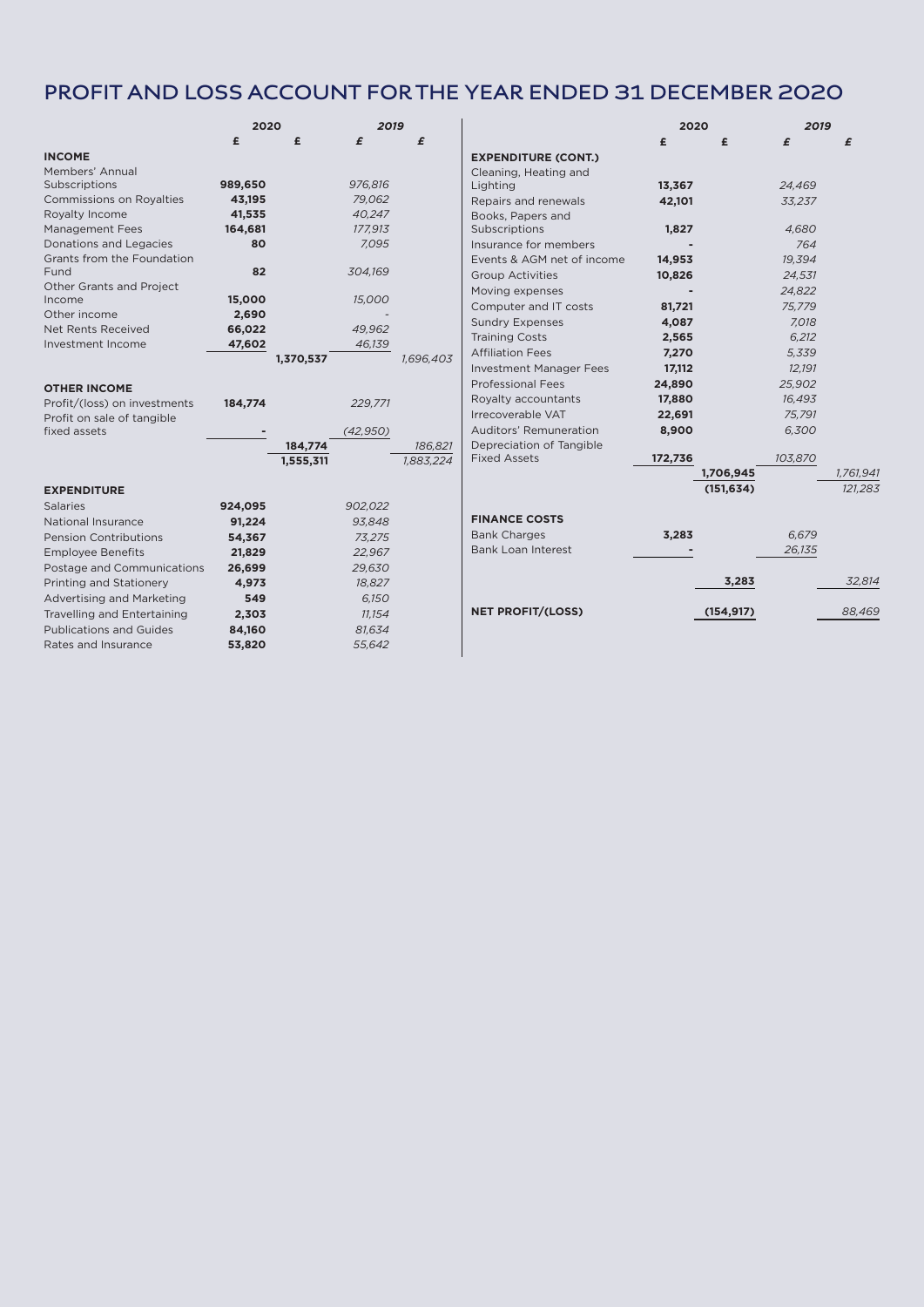# PROFIT AND LOSS ACCOUNT FOR THE YEAR ENDED 31 DECEMBER 2020

| | 2020 | | *2019* | |
|---|---|---|---|---|
| | £ | £ | *£* | *£* |
| **INCOME** | | | | |
| Members' Annual Subscriptions | 989,650 | | *976,816* | |
| Commissions on Royalties | 43,195 | | *79,062* | |
| Royalty Income | 41,535 | | *40,247* | |
| Management Fees | 164,681 | | *177,913* | |
| Donations and Legacies | 80 | | *7,095* | |
| Grants from the Foundation Fund | 82 | | *304,169* | |
| Other Grants and Project Income | 15,000 | | *15,000* | |
| Other income | 2,690 | | *-* | |
| Net Rents Received | 66,022 | | *49,962* | |
| Investment Income | 47,602 | | *46,139* | |
| | | 1,370,537 | | *1,696,403* |
| **OTHER INCOME** | | | | |
| Profit/(loss) on investments | 184,774 | | *229,771* | |
| Profit on sale of tangible fixed assets | - | | *(42,950)* | |
| | | 184,774 | | *186,821* |
| | | 1,555,311 | | *1,883,224* |
| **EXPENDITURE** | | | | |
| Salaries | 924,095 | | *902,022* | |
| National Insurance | 91,224 | | *93,848* | |
| Pension Contributions | 54,367 | | *73,275* | |
| Employee Benefits | 21,829 | | *22,967* | |
| Postage and Communications | 26,699 | | *29,630* | |
| Printing and Stationery | 4,973 | | *18,827* | |
| Advertising and Marketing | 549 | | *6,150* | |
| Travelling and Entertaining | 2,303 | | *11,154* | |
| Publications and Guides | 84,160 | | *81,634* | |
| Rates and Insurance | 53,820 | | *55,642* | |

| | 2020 | | *2019* | |
|---|---|---|---|---|
| | £ | £ | *£* | *£* |
| **EXPENDITURE (CONT.)** | | | | |
| Cleaning, Heating and Lighting | 13,367 | | *24,469* | |
| Repairs and renewals | 42,101 | | *33,237* | |
| Books, Papers and Subscriptions | 1,827 | | *4,680* | |
| Insurance for members | - | | *764* | |
| Events & AGM net of income | 14,953 | | *19,394* | |
| Group Activities | 10,826 | | *24,531* | |
| Moving expenses | - | | *24,822* | |
| Computer and IT costs | 81,721 | | *75,779* | |
| Sundry Expenses | 4,087 | | *7,018* | |
| Training Costs | 2,565 | | *6,212* | |
| Affiliation Fees | 7,270 | | *5,339* | |
| Investment Manager Fees | 17,112 | | *12,191* | |
| Professional Fees | 24,890 | | *25,902* | |
| Royalty accountants | 17,880 | | *16,493* | |
| Irrecoverable VAT | 22,691 | | *75,791* | |
| Auditors' Remuneration | 8,900 | | *6,300* | |
| Depreciation of Tangible Fixed Assets | 172,736 | | *103,870* | |
| | | 1,706,945 | | *1,761,941* |
| | | (151,634) | | *121,283* |
| **FINANCE COSTS** | | | | |
| Bank Charges | 3,283 | | *6,679* | |
| Bank Loan Interest | - | | *26,135* | |
| | | 3,283 | | *32,814* |
| **NET PROFIT/(LOSS)** | | (154,917) | | *88,469* |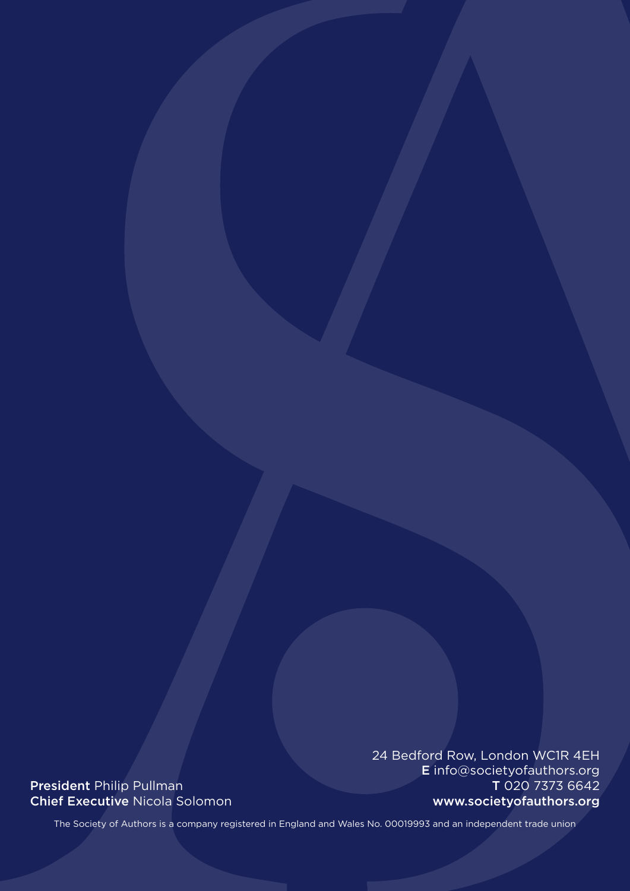**President** Philip Pullman
**Chief Executive** Nicola Solomon

24 Bedford Row, London WC1R 4EH
**E** info@societyofauthors.org
**T** 020 7373 6642
**www.societyofauthors.org**

The Society of Authors is a company registered in England and Wales No. 00019993 and an independent trade union